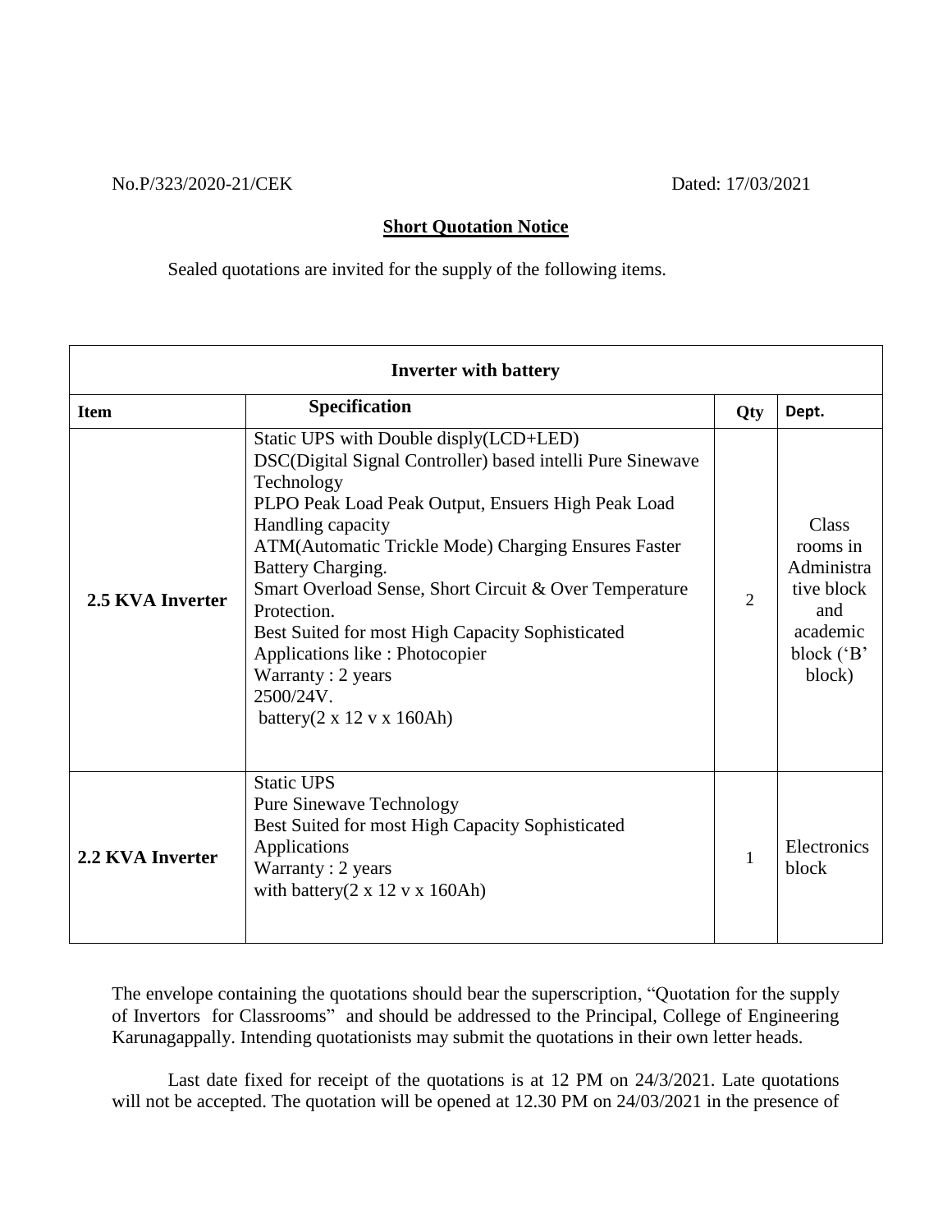No.P/323/2020-21/CEK Dated: 17/03/2021

## Short Quotation Notice

Sealed quotations are invited for the supply of the following items.

| Inverter with battery | | | |
|---|---|---|---|
| **Item** | **Specification** | **Qty** | **Dept.** |
| **2.5 KVA Inverter** | Static UPS with Double disply(LCD+LED)<br>DSC(Digital Signal Controller) based intelli Pure Sinewave Technology<br>PLPO Peak Load Peak Output, Ensuers High Peak Load Handling capacity<br>ATM(Automatic Trickle Mode) Charging Ensures Faster Battery Charging.<br>Smart Overload Sense, Short Circuit & Over Temperature Protection.<br>Best Suited for most High Capacity Sophisticated Applications like : Photocopier<br>Warranty : 2 years<br>2500/24V.<br>battery(2 x 12 v x 160Ah) | 2 | Class rooms in Administrative block and academic block ('B' block) |
| **2.2 KVA Inverter** | Static UPS<br>Pure Sinewave Technology<br>Best Suited for most High Capacity Sophisticated Applications<br>Warranty : 2 years<br>with battery(2 x 12 v x 160Ah) | 1 | Electronics block |

The envelope containing the quotations should bear the superscription, "Quotation for the supply of Invertors for Classrooms" and should be addressed to the Principal, College of Engineering Karunagappally. Intending quotationists may submit the quotations in their own letter heads.

Last date fixed for receipt of the quotations is at 12 PM on 24/3/2021. Late quotations will not be accepted. The quotation will be opened at 12.30 PM on 24/03/2021 in the presence of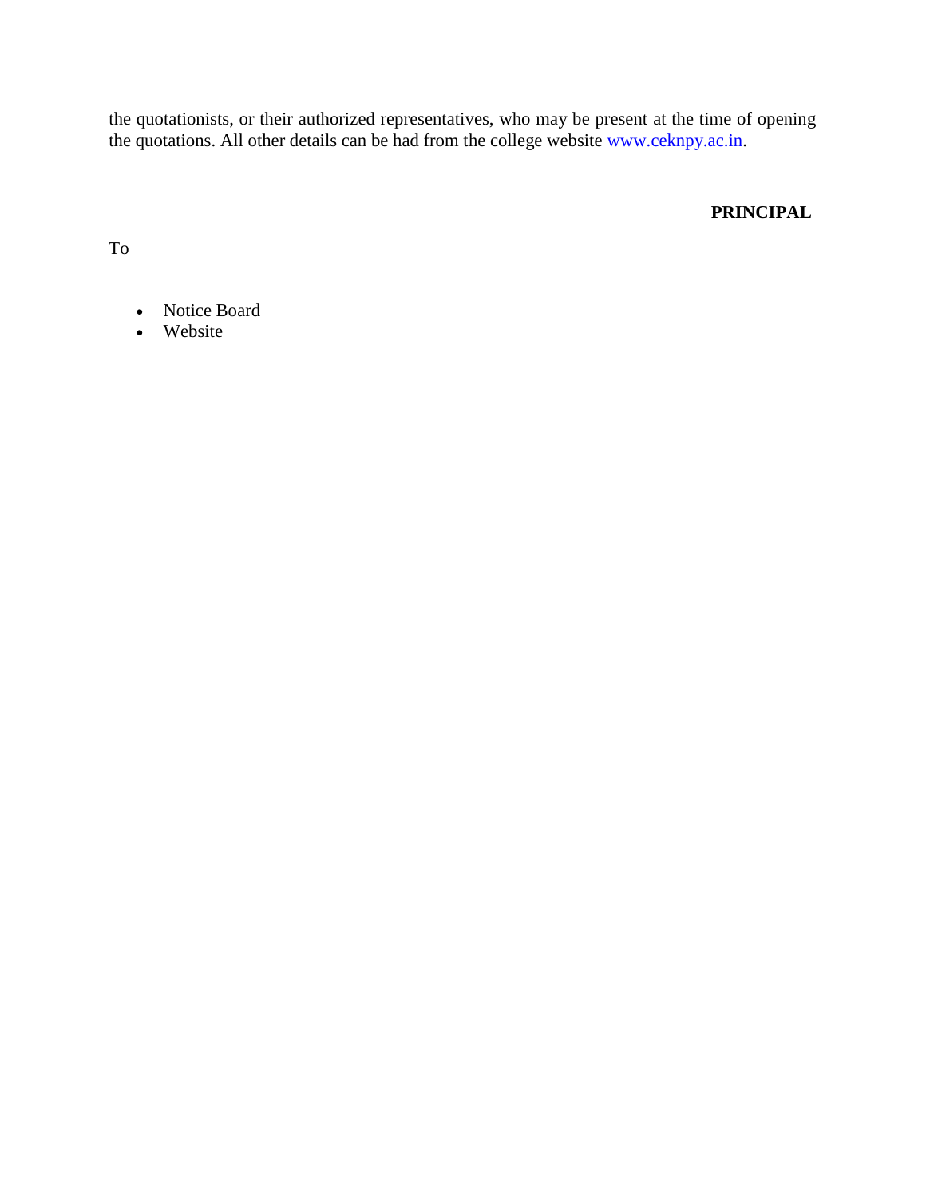the quotationists, or their authorized representatives, who may be present at the time of opening the quotations. All other details can be had from the college website www.ceknpy.ac.in.

**PRINCIPAL**

To

- Notice Board
- Website